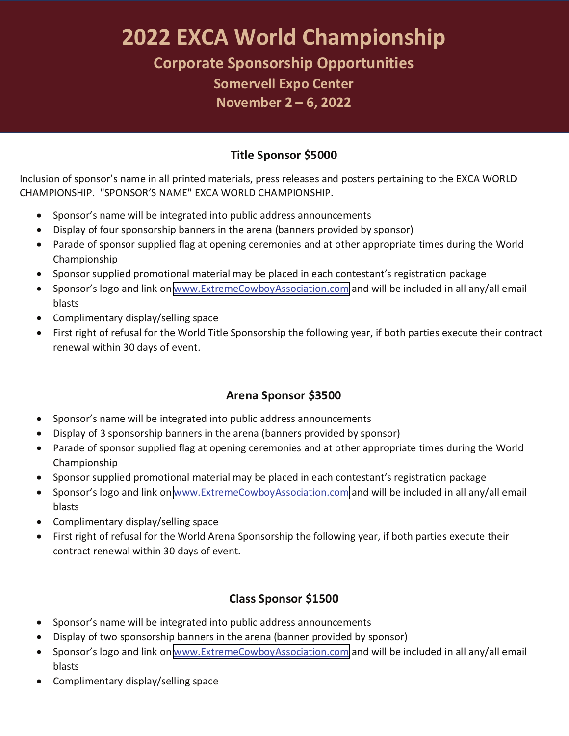# 2022 EXCA World Championship

## Corporate Sponsorship Opportunities

## Somervell Expo Center

## November 2 – 6, 2022

### Title Sponsor $5000

Inclusion of sponsor's name in all printed materials, press releases and posters pertaining to the EXCA WORLD CHAMPIONSHIP. "SPONSOR'S NAME" EXCA WORLD CHAMPIONSHIP.

- Sponsor's name will be integrated into public address announcements
- Display of four sponsorship banners in the arena (banners provided by sponsor)
- Parade of sponsor supplied flag at opening ceremonies and at other appropriate times during the World Championship
- Sponsor supplied promotional material may be placed in each contestant's registration package
- Sponsor's logo and link on www.ExtremeCowboyAssociation.com and will be included in all any/all email blasts
- Complimentary display/selling space
- First right of refusal for the World Title Sponsorship the following year, if both parties execute their contract renewal within 30 days of event.

### Arena Sponsor $3500

- Sponsor's name will be integrated into public address announcements
- Display of 3 sponsorship banners in the arena (banners provided by sponsor)
- Parade of sponsor supplied flag at opening ceremonies and at other appropriate times during the World Championship
- Sponsor supplied promotional material may be placed in each contestant's registration package
- Sponsor's logo and link on www.ExtremeCowboyAssociation.com and will be included in all any/all email blasts
- Complimentary display/selling space
- First right of refusal for the World Arena Sponsorship the following year, if both parties execute their contract renewal within 30 days of event.

### Class Sponsor $1500

- Sponsor's name will be integrated into public address announcements
- Display of two sponsorship banners in the arena (banner provided by sponsor)
- Sponsor's logo and link on www.ExtremeCowboyAssociation.com and will be included in all any/all email blasts
- Complimentary display/selling space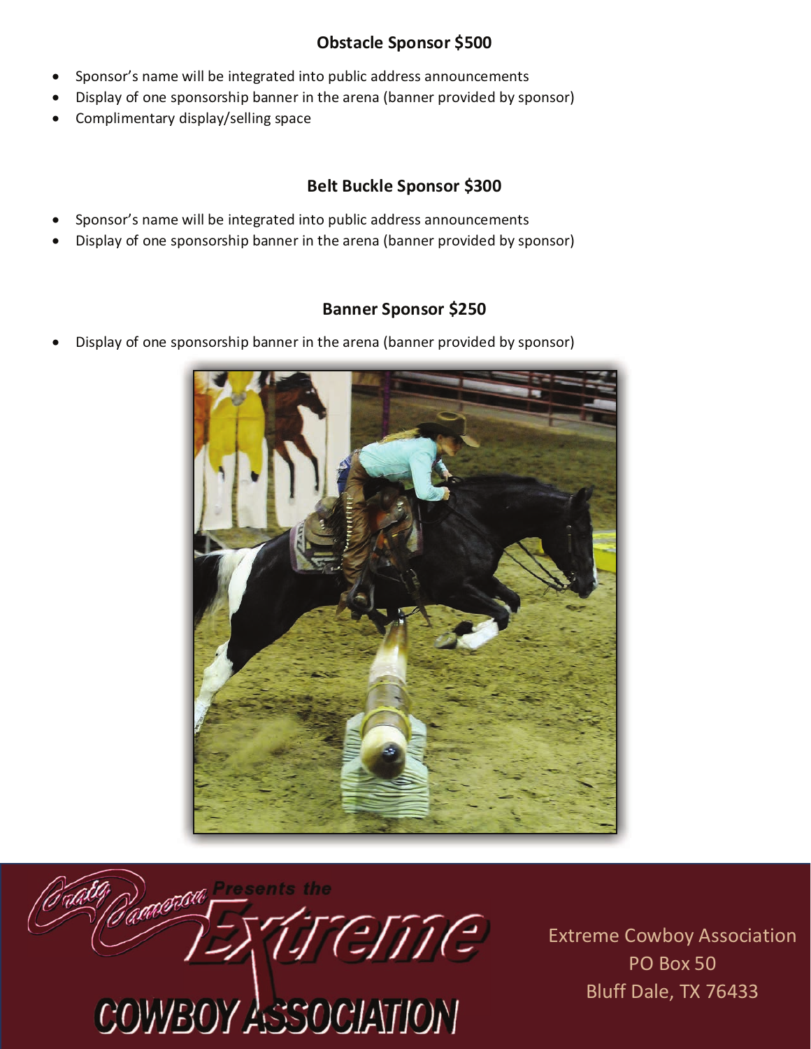### Obstacle Sponsor $500

- Sponsor's name will be integrated into public address announcements
- Display of one sponsorship banner in the arena (banner provided by sponsor)
- Complimentary display/selling space

### Belt Buckle Sponsor $300

- Sponsor's name will be integrated into public address announcements
- Display of one sponsorship banner in the arena (banner provided by sponsor)

### Banner Sponsor $250

- Display of one sponsorship banner in the arena (banner provided by sponsor)

Craig Cameron Presents the Extreme Cowboy Association

Extreme Cowboy Association
PO Box 50
Bluff Dale, TX 76433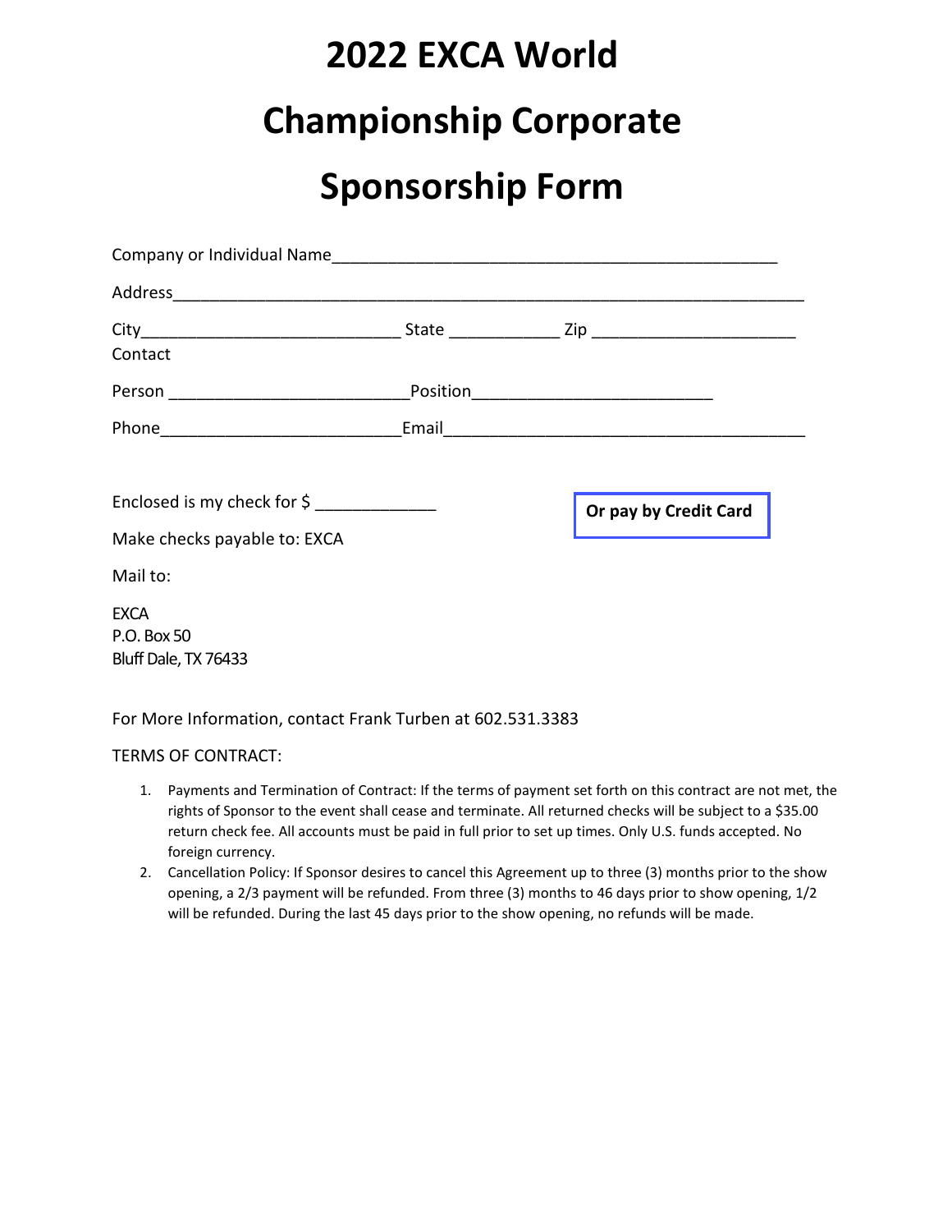# 2022 EXCA World Championship Corporate Sponsorship Form

Company or Individual Name_______________________________________________

Address_____________________________________________________________________

City___________________________ State ___________ Zip _____________________

Contact

Person _________________________Position_________________________

Phone_________________________Email______________________________________

Enclosed is my check for $ ____________

**Or pay by Credit Card**

Make checks payable to: EXCA

Mail to:

EXCA
P.O. Box 50
Bluff Dale, TX 76433

For More Information, contact Frank Turben at 602.531.3383

TERMS OF CONTRACT:

1. Payments and Termination of Contract: If the terms of payment set forth on this contract are not met, the rights of Sponsor to the event shall cease and terminate. All returned checks will be subject to a $35.00 return check fee. All accounts must be paid in full prior to set up times. Only U.S. funds accepted. No foreign currency.
2. Cancellation Policy: If Sponsor desires to cancel this Agreement up to three (3) months prior to the show opening, a 2/3 payment will be refunded. From three (3) months to 46 days prior to show opening, 1/2 will be refunded. During the last 45 days prior to the show opening, no refunds will be made.